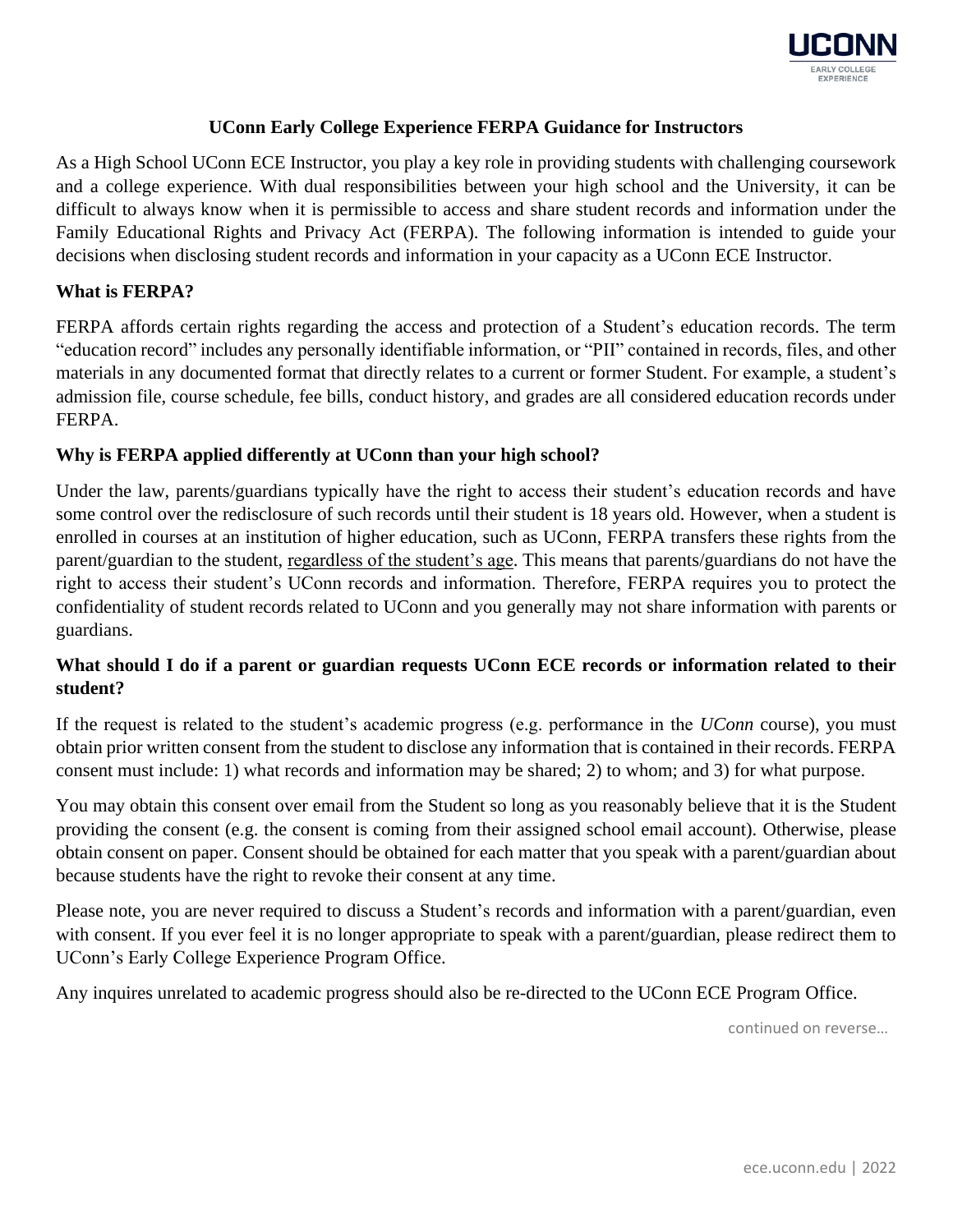# UConn Early College Experience FERPA Guidance for Instructors

As a High School UConn ECE Instructor, you play a key role in providing students with challenging coursework and a college experience. With dual responsibilities between your high school and the University, it can be difficult to always know when it is permissible to access and share student records and information under the Family Educational Rights and Privacy Act (FERPA). The following information is intended to guide your decisions when disclosing student records and information in your capacity as a UConn ECE Instructor.

## What is FERPA?

FERPA affords certain rights regarding the access and protection of a Student's education records. The term "education record" includes any personally identifiable information, or "PII" contained in records, files, and other materials in any documented format that directly relates to a current or former Student. For example, a student's admission file, course schedule, fee bills, conduct history, and grades are all considered education records under FERPA.

## Why is FERPA applied differently at UConn than your high school?

Under the law, parents/guardians typically have the right to access their student's education records and have some control over the redisclosure of such records until their student is 18 years old. However, when a student is enrolled in courses at an institution of higher education, such as UConn, FERPA transfers these rights from the parent/guardian to the student, <u>regardless of the student's age</u>. This means that parents/guardians do not have the right to access their student's UConn records and information. Therefore, FERPA requires you to protect the confidentiality of student records related to UConn and you generally may not share information with parents or guardians.

## What should I do if a parent or guardian requests UConn ECE records or information related to their student?

If the request is related to the student's academic progress (e.g. performance in the *UConn* course), you must obtain prior written consent from the student to disclose any information that is contained in their records. FERPA consent must include: 1) what records and information may be shared; 2) to whom; and 3) for what purpose.

You may obtain this consent over email from the Student so long as you reasonably believe that it is the Student providing the consent (e.g. the consent is coming from their assigned school email account). Otherwise, please obtain consent on paper. Consent should be obtained for each matter that you speak with a parent/guardian about because students have the right to revoke their consent at any time.

Please note, you are never required to discuss a Student's records and information with a parent/guardian, even with consent. If you ever feel it is no longer appropriate to speak with a parent/guardian, please redirect them to UConn's Early College Experience Program Office.

Any inquires unrelated to academic progress should also be re-directed to the UConn ECE Program Office.

continued on reverse…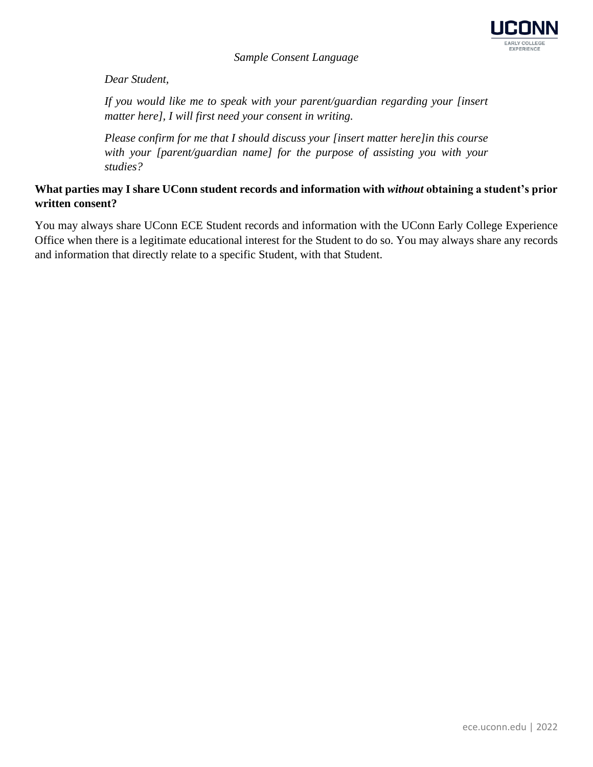*Sample Consent Language*

*Dear Student,*

*If you would like me to speak with your parent/guardian regarding your [insert matter here], I will first need your consent in writing.*

*Please confirm for me that I should discuss your [insert matter here]in this course with your [parent/guardian name] for the purpose of assisting you with your studies?*

**What parties may I share UConn student records and information with *without* obtaining a student's prior written consent?**

You may always share UConn ECE Student records and information with the UConn Early College Experience Office when there is a legitimate educational interest for the Student to do so. You may always share any records and information that directly relate to a specific Student, with that Student.